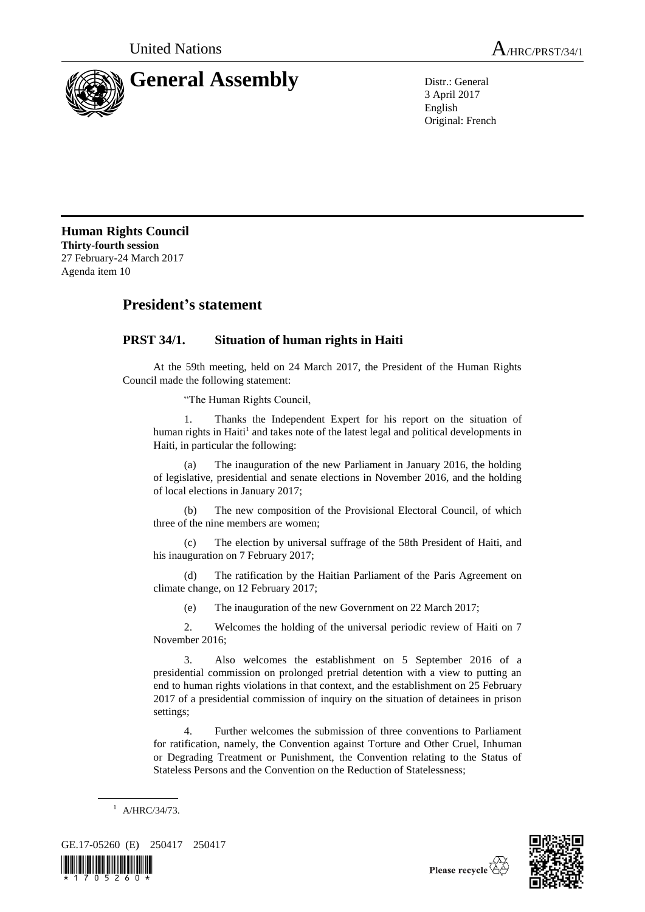United Nations

A/HRC/PRST/34/1

# General Assembly

Distr.: General
3 April 2017
English
Original: French

**Human Rights Council**
**Thirty-fourth session**
27 February-24 March 2017
Agenda item 10

## President's statement

### PRST 34/1. Situation of human rights in Haiti

At the 59th meeting, held on 24 March 2017, the President of the Human Rights Council made the following statement:

"The Human Rights Council,

1. Thanks the Independent Expert for his report on the situation of human rights in Haiti[1] and takes note of the latest legal and political developments in Haiti, in particular the following:

(a) The inauguration of the new Parliament in January 2016, the holding of legislative, presidential and senate elections in November 2016, and the holding of local elections in January 2017;

(b) The new composition of the Provisional Electoral Council, of which three of the nine members are women;

(c) The election by universal suffrage of the 58th President of Haiti, and his inauguration on 7 February 2017;

(d) The ratification by the Haitian Parliament of the Paris Agreement on climate change, on 12 February 2017;

(e) The inauguration of the new Government on 22 March 2017;

2. Welcomes the holding of the universal periodic review of Haiti on 7 November 2016;

3. Also welcomes the establishment on 5 September 2016 of a presidential commission on prolonged pretrial detention with a view to putting an end to human rights violations in that context, and the establishment on 25 February 2017 of a presidential commission of inquiry on the situation of detainees in prison settings;

4. Further welcomes the submission of three conventions to Parliament for ratification, namely, the Convention against Torture and Other Cruel, Inhuman or Degrading Treatment or Punishment, the Convention relating to the Status of Stateless Persons and the Convention on the Reduction of Statelessness;

[1] A/HRC/34/73.

GE.17-05260 (E) 250417 250417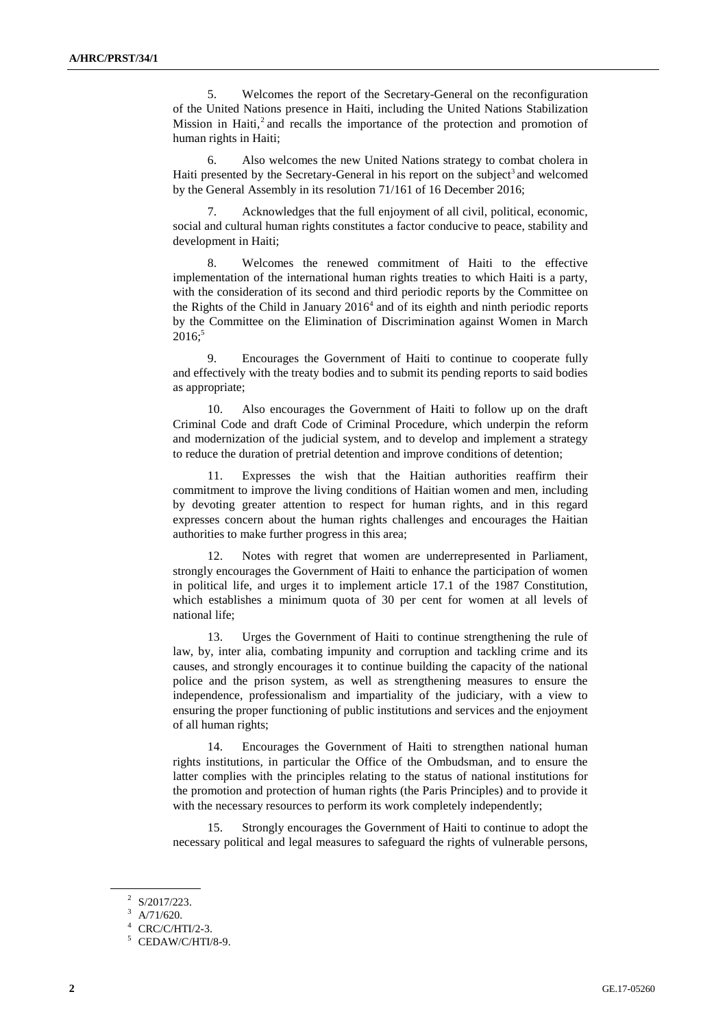5. Welcomes the report of the Secretary-General on the reconfiguration of the United Nations presence in Haiti, including the United Nations Stabilization Mission in Haiti,[2] and recalls the importance of the protection and promotion of human rights in Haiti;

6. Also welcomes the new United Nations strategy to combat cholera in Haiti presented by the Secretary-General in his report on the subject[3] and welcomed by the General Assembly in its resolution 71/161 of 16 December 2016;

7. Acknowledges that the full enjoyment of all civil, political, economic, social and cultural human rights constitutes a factor conducive to peace, stability and development in Haiti;

8. Welcomes the renewed commitment of Haiti to the effective implementation of the international human rights treaties to which Haiti is a party, with the consideration of its second and third periodic reports by the Committee on the Rights of the Child in January 2016[4] and of its eighth and ninth periodic reports by the Committee on the Elimination of Discrimination against Women in March 2016;[5]

9. Encourages the Government of Haiti to continue to cooperate fully and effectively with the treaty bodies and to submit its pending reports to said bodies as appropriate;

10. Also encourages the Government of Haiti to follow up on the draft Criminal Code and draft Code of Criminal Procedure, which underpin the reform and modernization of the judicial system, and to develop and implement a strategy to reduce the duration of pretrial detention and improve conditions of detention;

11. Expresses the wish that the Haitian authorities reaffirm their commitment to improve the living conditions of Haitian women and men, including by devoting greater attention to respect for human rights, and in this regard expresses concern about the human rights challenges and encourages the Haitian authorities to make further progress in this area;

12. Notes with regret that women are underrepresented in Parliament, strongly encourages the Government of Haiti to enhance the participation of women in political life, and urges it to implement article 17.1 of the 1987 Constitution, which establishes a minimum quota of 30 per cent for women at all levels of national life;

13. Urges the Government of Haiti to continue strengthening the rule of law, by, inter alia, combating impunity and corruption and tackling crime and its causes, and strongly encourages it to continue building the capacity of the national police and the prison system, as well as strengthening measures to ensure the independence, professionalism and impartiality of the judiciary, with a view to ensuring the proper functioning of public institutions and services and the enjoyment of all human rights;

14. Encourages the Government of Haiti to strengthen national human rights institutions, in particular the Office of the Ombudsman, and to ensure the latter complies with the principles relating to the status of national institutions for the promotion and protection of human rights (the Paris Principles) and to provide it with the necessary resources to perform its work completely independently;

15. Strongly encourages the Government of Haiti to continue to adopt the necessary political and legal measures to safeguard the rights of vulnerable persons,

---

[2] S/2017/223.

[3] A/71/620.

[4] CRC/C/HTI/2-3.

[5] CEDAW/C/HTI/8-9.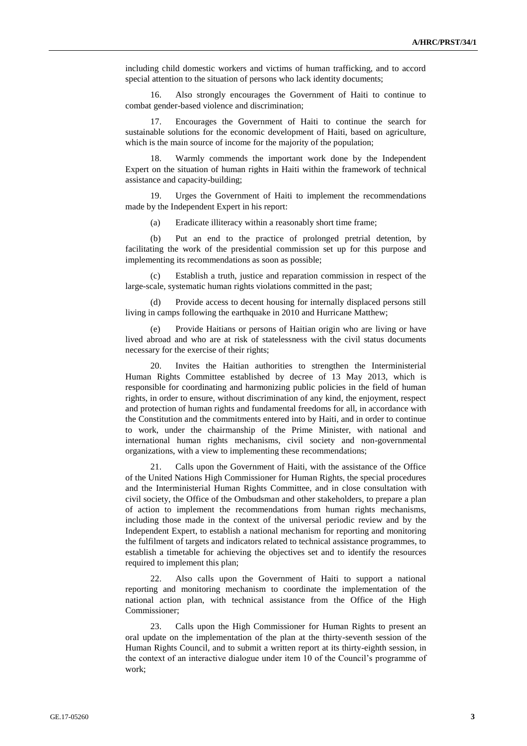including child domestic workers and victims of human trafficking, and to accord special attention to the situation of persons who lack identity documents;

16. Also strongly encourages the Government of Haiti to continue to combat gender-based violence and discrimination;

17. Encourages the Government of Haiti to continue the search for sustainable solutions for the economic development of Haiti, based on agriculture, which is the main source of income for the majority of the population;

18. Warmly commends the important work done by the Independent Expert on the situation of human rights in Haiti within the framework of technical assistance and capacity-building;

19. Urges the Government of Haiti to implement the recommendations made by the Independent Expert in his report:

(a) Eradicate illiteracy within a reasonably short time frame;

(b) Put an end to the practice of prolonged pretrial detention, by facilitating the work of the presidential commission set up for this purpose and implementing its recommendations as soon as possible;

(c) Establish a truth, justice and reparation commission in respect of the large-scale, systematic human rights violations committed in the past;

(d) Provide access to decent housing for internally displaced persons still living in camps following the earthquake in 2010 and Hurricane Matthew;

(e) Provide Haitians or persons of Haitian origin who are living or have lived abroad and who are at risk of statelessness with the civil status documents necessary for the exercise of their rights;

20. Invites the Haitian authorities to strengthen the Interministerial Human Rights Committee established by decree of 13 May 2013, which is responsible for coordinating and harmonizing public policies in the field of human rights, in order to ensure, without discrimination of any kind, the enjoyment, respect and protection of human rights and fundamental freedoms for all, in accordance with the Constitution and the commitments entered into by Haiti, and in order to continue to work, under the chairmanship of the Prime Minister, with national and international human rights mechanisms, civil society and non-governmental organizations, with a view to implementing these recommendations;

21. Calls upon the Government of Haiti, with the assistance of the Office of the United Nations High Commissioner for Human Rights, the special procedures and the Interministerial Human Rights Committee, and in close consultation with civil society, the Office of the Ombudsman and other stakeholders, to prepare a plan of action to implement the recommendations from human rights mechanisms, including those made in the context of the universal periodic review and by the Independent Expert, to establish a national mechanism for reporting and monitoring the fulfilment of targets and indicators related to technical assistance programmes, to establish a timetable for achieving the objectives set and to identify the resources required to implement this plan;

22. Also calls upon the Government of Haiti to support a national reporting and monitoring mechanism to coordinate the implementation of the national action plan, with technical assistance from the Office of the High Commissioner;

23. Calls upon the High Commissioner for Human Rights to present an oral update on the implementation of the plan at the thirty-seventh session of the Human Rights Council, and to submit a written report at its thirty-eighth session, in the context of an interactive dialogue under item 10 of the Council's programme of work;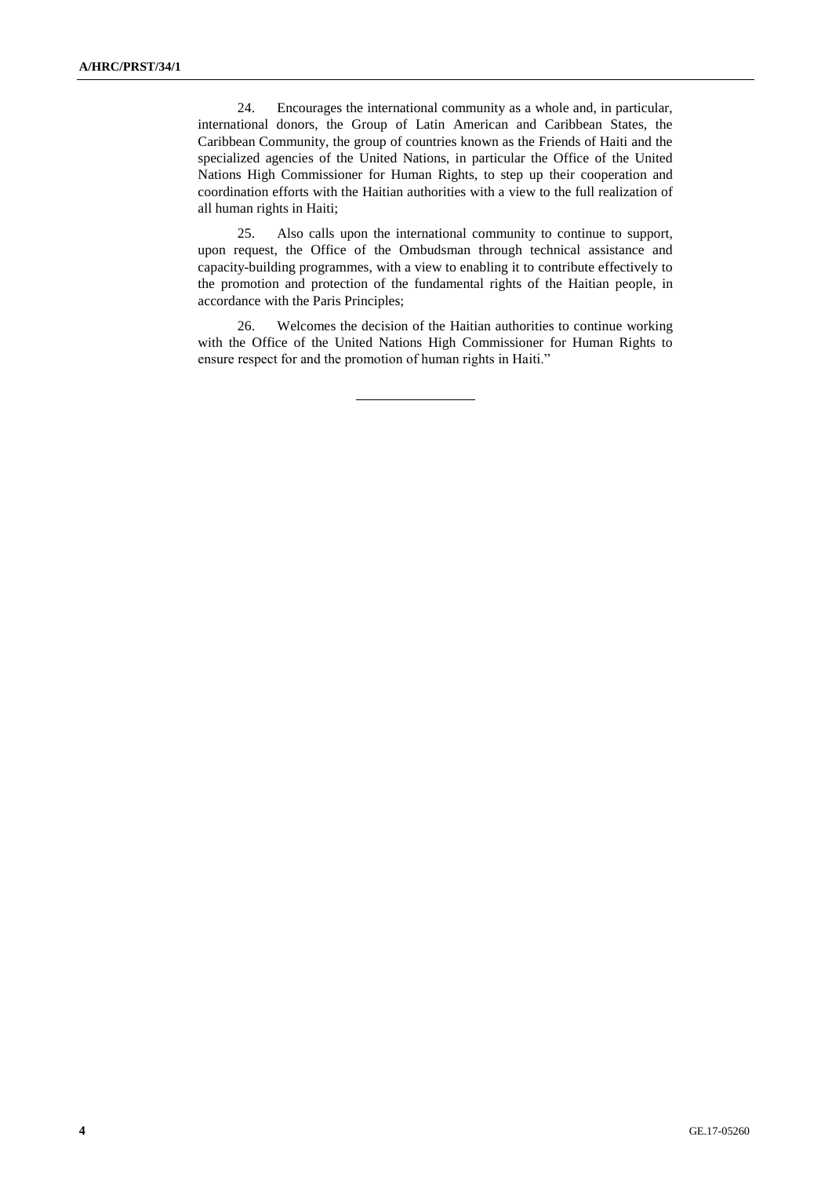24. Encourages the international community as a whole and, in particular, international donors, the Group of Latin American and Caribbean States, the Caribbean Community, the group of countries known as the Friends of Haiti and the specialized agencies of the United Nations, in particular the Office of the United Nations High Commissioner for Human Rights, to step up their cooperation and coordination efforts with the Haitian authorities with a view to the full realization of all human rights in Haiti;

25. Also calls upon the international community to continue to support, upon request, the Office of the Ombudsman through technical assistance and capacity-building programmes, with a view to enabling it to contribute effectively to the promotion and protection of the fundamental rights of the Haitian people, in accordance with the Paris Principles;

26. Welcomes the decision of the Haitian authorities to continue working with the Office of the United Nations High Commissioner for Human Rights to ensure respect for and the promotion of human rights in Haiti."